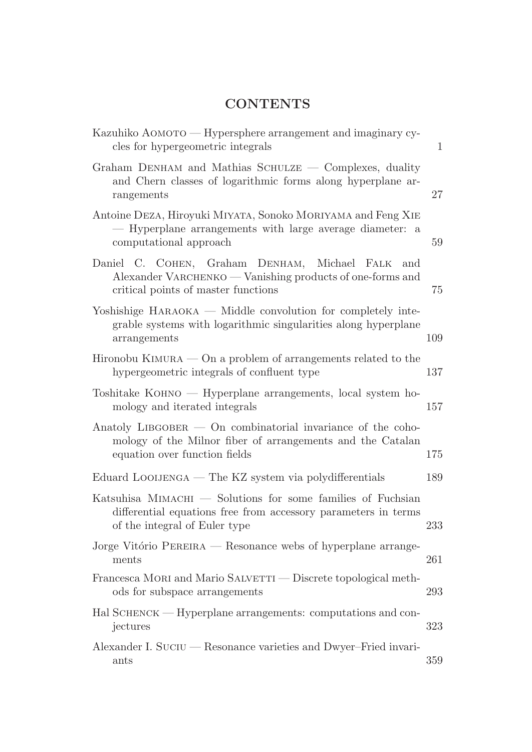# CONTENTS

| | |
|---|---|
| Kazuhiko AOMOTO — Hypersphere arrangement and imaginary cycles for hypergeometric integrals | 1 |
| Graham DENHAM and Mathias SCHULZE — Complexes, duality and Chern classes of logarithmic forms along hyperplane arrangements | 27 |
| Antoine DEZA, Hiroyuki MIYATA, Sonoko MORIYAMA and Feng XIE — Hyperplane arrangements with large average diameter: a computational approach | 59 |
| Daniel C. COHEN, Graham DENHAM, Michael FALK and Alexander VARCHENKO — Vanishing products of one-forms and critical points of master functions | 75 |
| Yoshishige HARAOKA — Middle convolution for completely integrable systems with logarithmic singularities along hyperplane arrangements | 109 |
| Hironobu KIMURA — On a problem of arrangements related to the hypergeometric integrals of confluent type | 137 |
| Toshitake KOHNO — Hyperplane arrangements, local system homology and iterated integrals | 157 |
| Anatoly LIBGOBER — On combinatorial invariance of the cohomology of the Milnor fiber of arrangements and the Catalan equation over function fields | 175 |
| Eduard LOOIJENGA — The KZ system via polydifferentials | 189 |
| Katsuhisa MIMACHI — Solutions for some families of Fuchsian differential equations free from accessory parameters in terms of the integral of Euler type | 233 |
| Jorge Vitório PEREIRA — Resonance webs of hyperplane arrangements | 261 |
| Francesca MORI and Mario SALVETTI — Discrete topological methods for subspace arrangements | 293 |
| Hal SCHENCK — Hyperplane arrangements: computations and conjectures | 323 |
| Alexander I. SUCIU — Resonance varieties and Dwyer–Fried invariants | 359 |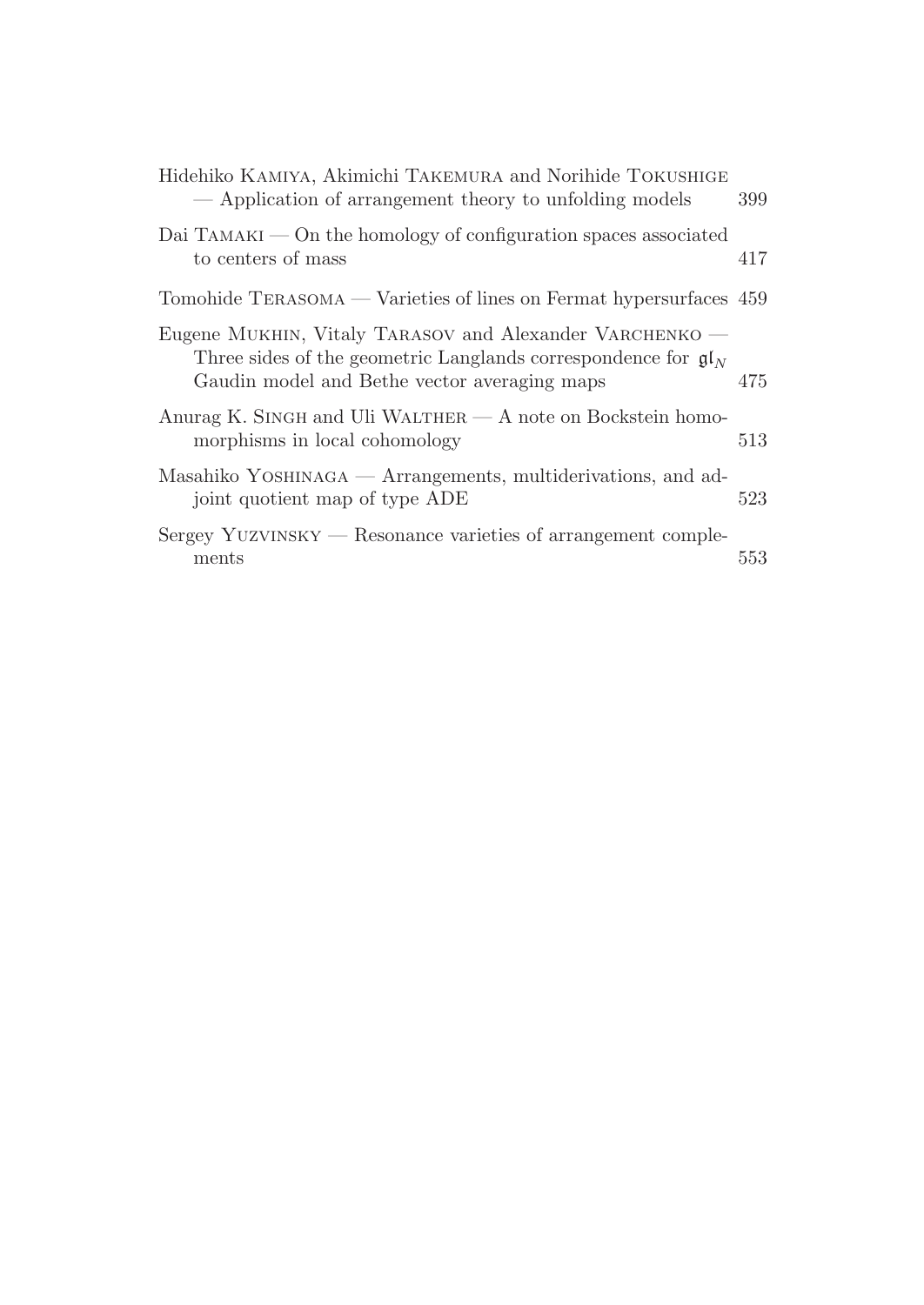Hidehiko Kamiya, Akimichi Takemura and Norihide Tokushige — Application of arrangement theory to unfolding models 399

Dai Tamaki — On the homology of configuration spaces associated to centers of mass 417

Tomohide Terasoma — Varieties of lines on Fermat hypersurfaces 459

Eugene Mukhin, Vitaly Tarasov and Alexander Varchenko — Three sides of the geometric Langlands correspondence for $\mathfrak{gl}_N$ Gaudin model and Bethe vector averaging maps 475

Anurag K. Singh and Uli Walther — A note on Bockstein homomorphisms in local cohomology 513

Masahiko Yoshinaga — Arrangements, multiderivations, and adjoint quotient map of type ADE 523

Sergey Yuzvinsky — Resonance varieties of arrangement complements 553